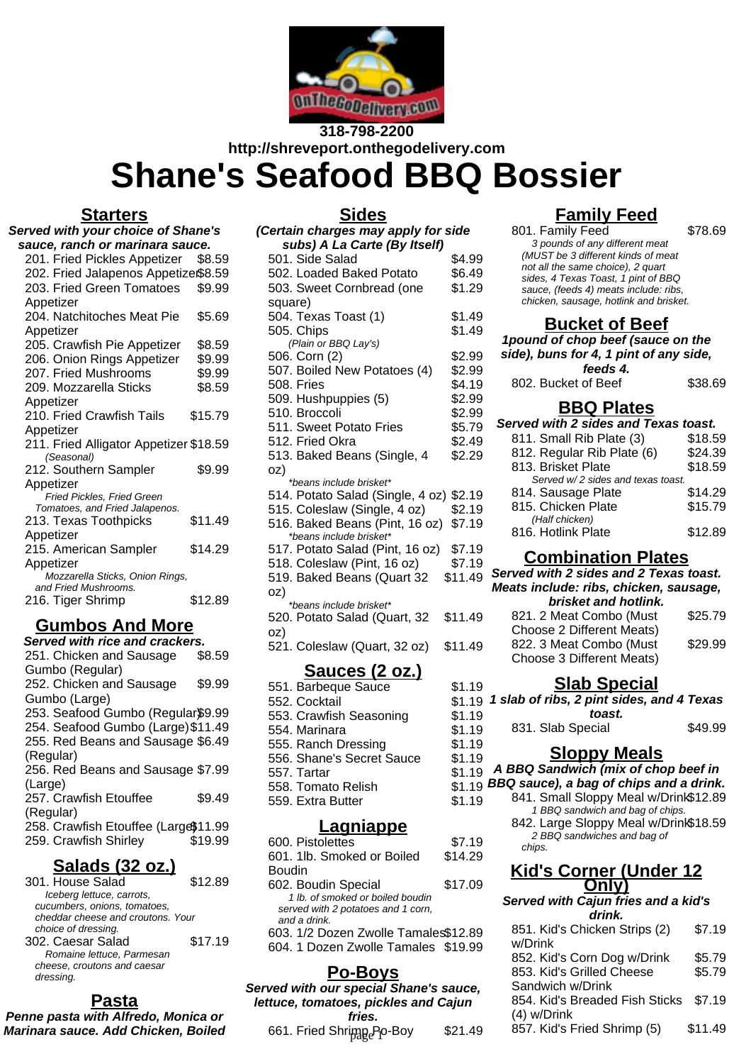318-798-2200
http://shreveport.onthegodelivery.com

# Shane's Seafood BBQ Bossier

## Starters

**Served with your choice of Shane's sauce, ranch or marinara sauce.**

| Item | Price |
|---|---|
| 201. Fried Pickles Appetizer | $8.59 |
| 202. Fried Jalapenos Appetizer | $8.59 |
| 203. Fried Green Tomatoes Appetizer | $9.99 |
| 204. Natchitoches Meat Pie Appetizer | $5.69 |
| 205. Crawfish Pie Appetizer | $8.59 |
| 206. Onion Rings Appetizer | $9.99 |
| 207. Fried Mushrooms | $9.99 |
| 209. Mozzarella Sticks Appetizer | $8.59 |
| 210. Fried Crawfish Tails Appetizer | $15.79 |
| 211. Fried Alligator Appetizer *(Seasonal)* | $18.59 |
| 212. Southern Sampler Appetizer *Fried Pickles, Fried Green Tomatoes, and Fried Jalapenos.* | $9.99 |
| 213. Texas Toothpicks Appetizer | $11.49 |
| 215. American Sampler Appetizer *Mozzarella Sticks, Onion Rings, and Fried Mushrooms.* | $14.29 |
| 216. Tiger Shrimp | $12.89 |

## Gumbos And More

**Served with rice and crackers.**

| Item | Price |
|---|---|
| 251. Chicken and Sausage Gumbo (Regular) | $8.59 |
| 252. Chicken and Sausage Gumbo (Large) | $9.99 |
| 253. Seafood Gumbo (Regular) | $9.99 |
| 254. Seafood Gumbo (Large) | $11.49 |
| 255. Red Beans and Sausage (Regular) | $6.49 |
| 256. Red Beans and Sausage (Large) | $7.99 |
| 257. Crawfish Etouffee (Regular) | $9.49 |
| 258. Crawfish Etouffee (Large) | $11.99 |
| 259. Crawfish Shirley | $19.99 |

## Salads (32 oz.)

| Item | Price |
|---|---|
| 301. House Salad *Iceberg lettuce, carrots, cucumbers, onions, tomatoes, cheddar cheese and croutons. Your choice of dressing.* | $12.89 |
| 302. Caesar Salad *Romaine lettuce, Parmesan cheese, croutons and caesar dressing.* | $17.19 |

## Pasta

**Penne pasta with Alfredo, Monica or Marinara sauce. Add Chicken, Boiled**

## Sides

**(Certain charges may apply for side subs) A La Carte (By Itself)**

| Item | Price |
|---|---|
| 501. Side Salad | $4.99 |
| 502. Loaded Baked Potato | $6.49 |
| 503. Sweet Cornbread (one square) | $1.29 |
| 504. Texas Toast (1) | $1.49 |
| 505. Chips *(Plain or BBQ Lay's)* | $1.49 |
| 506. Corn (2) | $2.99 |
| 507. Boiled New Potatoes (4) | $2.99 |
| 508. Fries | $4.19 |
| 509. Hushpuppies (5) | $2.99 |
| 510. Broccoli | $2.99 |
| 511. Sweet Potato Fries | $5.79 |
| 512. Fried Okra | $2.49 |
| 513. Baked Beans (Single, 4 oz) *\*beans include brisket\** | $2.29 |
| 514. Potato Salad (Single, 4 oz) | $2.19 |
| 515. Coleslaw (Single, 4 oz) | $2.19 |
| 516. Baked Beans (Pint, 16 oz) *\*beans include brisket\** | $7.19 |
| 517. Potato Salad (Pint, 16 oz) | $7.19 |
| 518. Coleslaw (Pint, 16 oz) | $7.19 |
| 519. Baked Beans (Quart 32 oz) *\*beans include brisket\** | $11.49 |
| 520. Potato Salad (Quart, 32 oz) | $11.49 |
| 521. Coleslaw (Quart, 32 oz) | $11.49 |

## Sauces (2 oz.)

| Item | Price |
|---|---|
| 551. Barbeque Sauce | $1.19 |
| 552. Cocktail | $1.19 |
| 553. Crawfish Seasoning | $1.19 |
| 554. Marinara | $1.19 |
| 555. Ranch Dressing | $1.19 |
| 556. Shane's Secret Sauce | $1.19 |
| 557. Tartar | $1.19 |
| 558. Tomato Relish | $1.19 |
| 559. Extra Butter | $1.19 |

## Lagniappe

| Item | Price |
|---|---|
| 600. Pistolettes | $7.19 |
| 601. 1lb. Smoked or Boiled Boudin | $14.29 |
| 602. Boudin Special *1 lb. of smoked or boiled boudin served with 2 potatoes and 1 corn, and a drink.* | $17.09 |
| 603. 1/2 Dozen Zwolle Tamales | $12.89 |
| 604. 1 Dozen Zwolle Tamales | $19.99 |

## Po-Boys

**Served with our special Shane's sauce, lettuce, tomatoes, pickles and Cajun fries.**

| Item | Price |
|---|---|
| 661. Fried Shrimp Po-Boy | $21.49 |

## Family Feed

| Item | Price |
|---|---|
| 801. Family Feed *3 pounds of any different meat (MUST be 3 different kinds of meat not all the same choice), 2 quart sides, 4 Texas Toast, 1 pint of BBQ sauce, (feeds 4) meats include: ribs, chicken, sausage, hotlink and brisket.* | $78.69 |

## Bucket of Beef

**1pound of chop beef (sauce on the side), buns for 4, 1 pint of any side, feeds 4.**

| Item | Price |
|---|---|
| 802. Bucket of Beef | $38.69 |

## BBQ Plates

**Served with 2 sides and Texas toast.**

| Item | Price |
|---|---|
| 811. Small Rib Plate (3) | $18.59 |
| 812. Regular Rib Plate (6) | $24.39 |
| 813. Brisket Plate *Served w/ 2 sides and texas toast.* | $18.59 |
| 814. Sausage Plate | $14.29 |
| 815. Chicken Plate *(Half chicken)* | $15.79 |
| 816. Hotlink Plate | $12.89 |

## Combination Plates

**Served with 2 sides and 2 Texas toast. Meats include: ribs, chicken, sausage, brisket and hotlink.**

| Item | Price |
|---|---|
| 821. 2 Meat Combo (Must Choose 2 Different Meats) | $25.79 |
| 822. 3 Meat Combo (Must Choose 3 Different Meats) | $29.99 |

## Slab Special

**1 slab of ribs, 2 pint sides, and 4 Texas toast.**

| Item | Price |
|---|---|
| 831. Slab Special | $49.99 |

## Sloppy Meals

**A BBQ Sandwich (mix of chop beef in BBQ sauce), a bag of chips and a drink.**

| Item | Price |
|---|---|
| 841. Small Sloppy Meal w/Drink *1 BBQ sandwich and bag of chips.* | $12.89 |
| 842. Large Sloppy Meal w/Drink *2 BBQ sandwiches and bag of chips.* | $18.59 |

## Kid's Corner (Under 12 Only)

**Served with Cajun fries and a kid's drink.**

| Item | Price |
|---|---|
| 851. Kid's Chicken Strips (2) w/Drink | $7.19 |
| 852. Kid's Corn Dog w/Drink | $5.79 |
| 853. Kid's Grilled Cheese Sandwich w/Drink | $5.79 |
| 854. Kid's Breaded Fish Sticks (4) w/Drink | $7.19 |
| 857. Kid's Fried Shrimp (5) | $11.49 |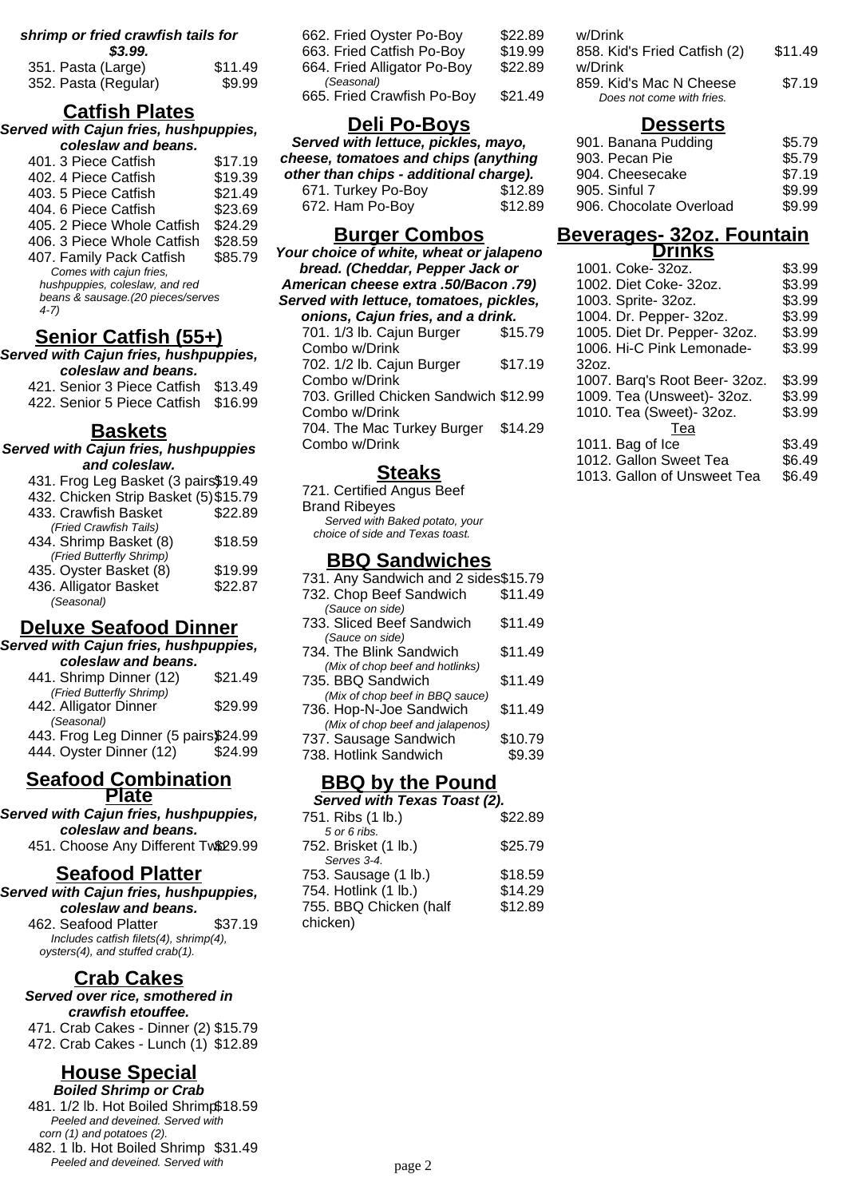**shrimp or fried crawfish tails for $3.99.**

351. Pasta (Large) $11.49
352. Pasta (Regular) $9.99

## Catfish Plates

***Served with Cajun fries, hushpuppies, coleslaw and beans.***

401. 3 Piece Catfish $17.19
402. 4 Piece Catfish $19.39
403. 5 Piece Catfish $21.49
404. 6 Piece Catfish $23.69
405. 2 Piece Whole Catfish $24.29
406. 3 Piece Whole Catfish $28.59
407. Family Pack Catfish $85.79
*Comes with cajun fries, hushpuppies, coleslaw, and red beans & sausage.(20 pieces/serves 4-7)*

## Senior Catfish (55+)

***Served with Cajun fries, hushpuppies, coleslaw and beans.***

421. Senior 3 Piece Catfish $13.49
422. Senior 5 Piece Catfish $16.99

## Baskets

***Served with Cajun fries, hushpuppies and coleslaw.***

431. Frog Leg Basket (3 pairs) $19.49
432. Chicken Strip Basket (5) $15.79
433. Crawfish Basket $22.89
*(Fried Crawfish Tails)*
434. Shrimp Basket (8) $18.59
*(Fried Butterfly Shrimp)*
435. Oyster Basket (8) $19.99
436. Alligator Basket $22.87
*(Seasonal)*

## Deluxe Seafood Dinner

***Served with Cajun fries, hushpuppies, coleslaw and beans.***

441. Shrimp Dinner (12) $21.49
*(Fried Butterfly Shrimp)*
442. Alligator Dinner $29.99
*(Seasonal)*
443. Frog Leg Dinner (5 pairs) $24.99
444. Oyster Dinner (12) $24.99

## Seafood Combination Plate

***Served with Cajun fries, hushpuppies, coleslaw and beans.***

451. Choose Any Different Two $29.99

## Seafood Platter

***Served with Cajun fries, hushpuppies, coleslaw and beans.***

462. Seafood Platter $37.19
*Includes catfish filets(4), shrimp(4), oysters(4), and stuffed crab(1).*

## Crab Cakes

***Served over rice, smothered in crawfish etouffee.***

471. Crab Cakes - Dinner (2) $15.79
472. Crab Cakes - Lunch (1) $12.89

## House Special

***Boiled Shrimp or Crab***

481. 1/2 lb. Hot Boiled Shrimp $18.59
*Peeled and deveined. Served with corn (1) and potatoes (2).*
482. 1 lb. Hot Boiled Shrimp $31.49
*Peeled and deveined. Served with*

662. Fried Oyster Po-Boy $22.89
663. Fried Catfish Po-Boy $19.99
664. Fried Alligator Po-Boy $22.89
*(Seasonal)*
665. Fried Crawfish Po-Boy $21.49

## Deli Po-Boys

***Served with lettuce, pickles, mayo, cheese, tomatoes and chips (anything other than chips - additional charge).***

671. Turkey Po-Boy $12.89
672. Ham Po-Boy $12.89

## Burger Combos

***Your choice of white, wheat or jalapeno bread. (Cheddar, Pepper Jack or American cheese extra .50/Bacon .79) Served with lettuce, tomatoes, pickles, onions, Cajun fries, and a drink.***

701. 1/3 lb. Cajun Burger Combo w/Drink $15.79
702. 1/2 lb. Cajun Burger Combo w/Drink $17.19
703. Grilled Chicken Sandwich Combo w/Drink $12.99
704. The Mac Turkey Burger Combo w/Drink $14.29

## Steaks

721. Certified Angus Beef Brand Ribeyes
*Served with Baked potato, your choice of side and Texas toast.*

## BBQ Sandwiches

731. Any Sandwich and 2 sides $15.79
732. Chop Beef Sandwich $11.49
*(Sauce on side)*
733. Sliced Beef Sandwich $11.49
*(Sauce on side)*
734. The Blink Sandwich $11.49
*(Mix of chop beef and hotlinks)*
735. BBQ Sandwich $11.49
*(Mix of chop beef in BBQ sauce)*
736. Hop-N-Joe Sandwich $11.49
*(Mix of chop beef and jalapenos)*
737. Sausage Sandwich $10.79
738. Hotlink Sandwich $9.39

## BBQ by the Pound

***Served with Texas Toast (2).***

751. Ribs (1 lb.) $22.89
*5 or 6 ribs.*
752. Brisket (1 lb.) $25.79
*Serves 3-4.*
753. Sausage (1 lb.) $18.59
754. Hotlink (1 lb.) $14.29
755. BBQ Chicken (half chicken) $12.89

w/Drink
858. Kid's Fried Catfish (2) w/Drink $11.49
859. Kid's Mac N Cheese $7.19
*Does not come with fries.*

## Desserts

901. Banana Pudding $5.79
903. Pecan Pie $5.79
904. Cheesecake $7.19
905. Sinful 7 $9.99
906. Chocolate Overload $9.99

## Beverages- 32oz. Fountain Drinks

1001. Coke- 32oz. $3.99
1002. Diet Coke- 32oz. $3.99
1003. Sprite- 32oz. $3.99
1004. Dr. Pepper- 32oz. $3.99
1005. Diet Dr. Pepper- 32oz. $3.99
1006. Hi-C Pink Lemonade- 32oz. $3.99
1007. Barq's Root Beer- 32oz. $3.99
1009. Tea (Unsweet)- 32oz. $3.99
1010. Tea (Sweet)- 32oz. $3.99

Tea

1011. Bag of Ice $3.49
1012. Gallon Sweet Tea $6.49
1013. Gallon of Unsweet Tea $6.49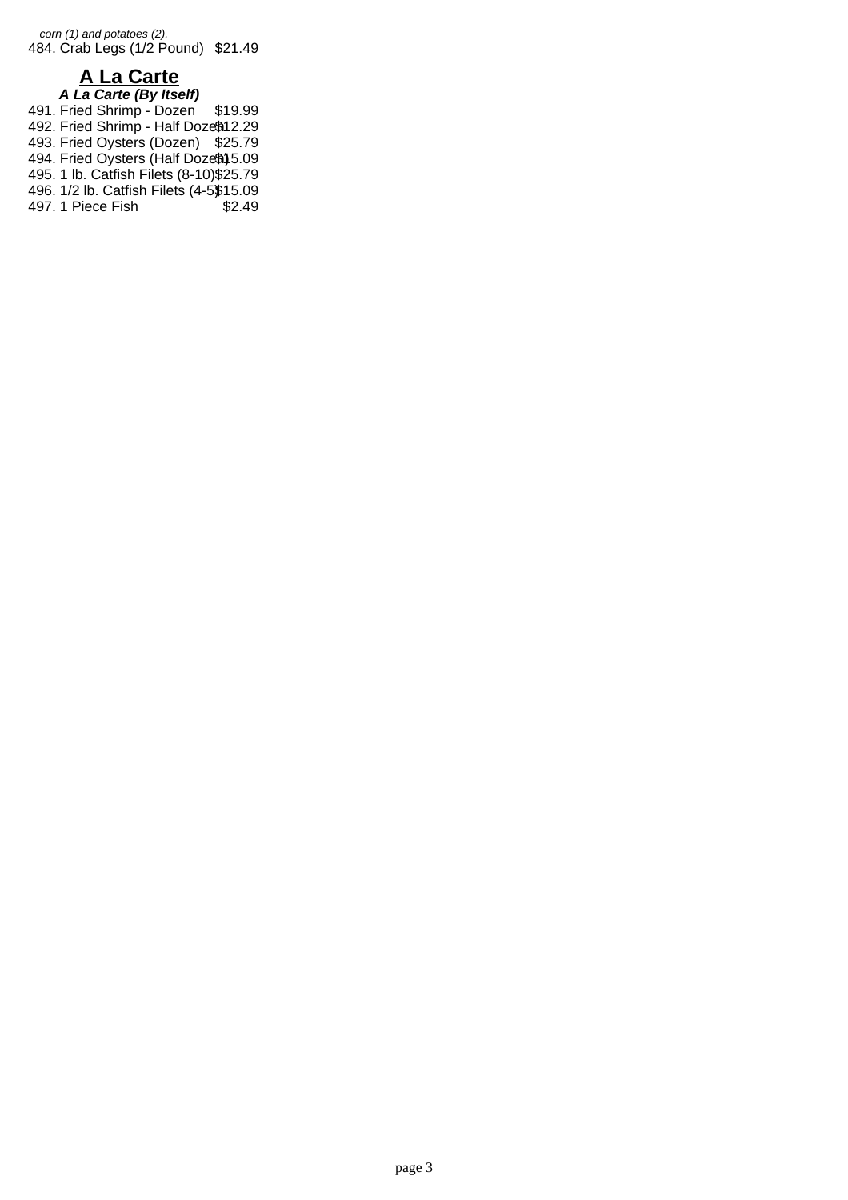*corn (1) and potatoes (2).*

484. Crab Legs (1/2 Pound) $21.49

## A La Carte

***A La Carte (By Itself)***

491. Fried Shrimp - Dozen $19.99
492. Fried Shrimp - Half Dozen $12.29
493. Fried Oysters (Dozen) $25.79
494. Fried Oysters (Half Dozen) $15.09
495. 1 lb. Catfish Filets (8-10) $25.79
496. 1/2 lb. Catfish Filets (4-5) $15.09
497. 1 Piece Fish $2.49